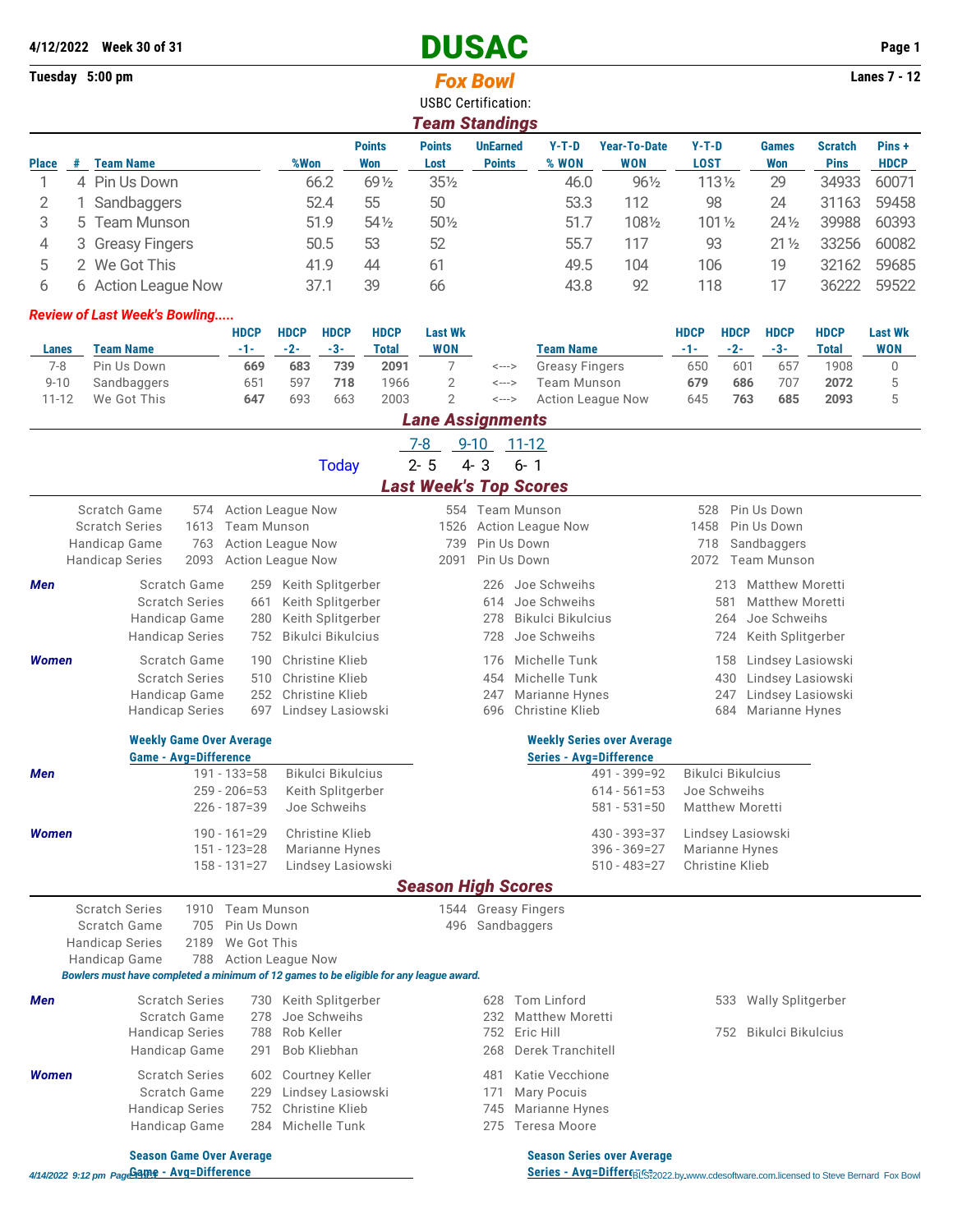**4/12/2022 Week 30 of 31**

**Tuesday 5:00 pm**

# DUSAC

## Fox Bowl

**Lanes 7 - 12**

USBC Certification:

## Team Standings

| Place | # | Team Name | %Won | Points Won | Points Lost | UnEarned Points | Y-T-D % WON | Year-To-Date WON | Y-T-D LOST | Games Won | Scratch Pins | Pins + HDCP |
|---|---|---|---|---|---|---|---|---|---|---|---|---|
| 1 | 4 | Pin Us Down | 66.2 | 69½ | 35½ | | 46.0 | 96½ | 113½ | 29 | 34933 | 60071 |
| 2 | 1 | Sandbaggers | 52.4 | 55 | 50 | | 53.3 | 112 | 98 | 24 | 31163 | 59458 |
| 3 | 5 | Team Munson | 51.9 | 54½ | 50½ | | 51.7 | 108½ | 101½ | 24½ | 39988 | 60393 |
| 4 | 3 | Greasy Fingers | 50.5 | 53 | 52 | | 55.7 | 117 | 93 | 21½ | 33256 | 60082 |
| 5 | 2 | We Got This | 41.9 | 44 | 61 | | 49.5 | 104 | 106 | 19 | 32162 | 59685 |
| 6 | 6 | Action League Now | 37.1 | 39 | 66 | | 43.8 | 92 | 118 | 17 | 36222 | 59522 |

***Review of Last Week's Bowling.....***

| Lanes | Team Name | HDCP -1- | HDCP -2- | HDCP -3- | HDCP Total | Last Wk WON | | Team Name | HDCP -1- | HDCP -2- | HDCP -3- | HDCP Total | Last Wk WON |
|---|---|---|---|---|---|---|---|---|---|---|---|---|---|
| 7-8 | Pin Us Down | **669** | **683** | **739** | **2091** | 7 | <---> | Greasy Fingers | 650 | 601 | 657 | 1908 | 0 |
| 9-10 | Sandbaggers | 651 | 597 | **718** | 1966 | 2 | <---> | Team Munson | **679** | **686** | 707 | **2072** | 5 |
| 11-12 | We Got This | **647** | 693 | 663 | 2003 | 2 | <---> | Action League Now | 645 | **763** | **685** | **2093** | 5 |

## Lane Assignments

| | 7-8 | 9-10 | 11-12 |
|---|---|---|---|
| Today | 2- 5 | 4- 3 | 6- 1 |

## Last Week's Top Scores

| | | | | | | |
|---|---|---|---|---|---|---|
| Scratch Game | 574 | Action League Now | 554 | Team Munson | 528 | Pin Us Down |
| Scratch Series | 1613 | Team Munson | 1526 | Action League Now | 1458 | Pin Us Down |
| Handicap Game | 763 | Action League Now | 739 | Pin Us Down | 718 | Sandbaggers |
| Handicap Series | 2093 | Action League Now | 2091 | Pin Us Down | 2072 | Team Munson |

***Men***

| | | | | | | |
|---|---|---|---|---|---|---|
| Scratch Game | 259 | Keith Splitgerber | 226 | Joe Schweihs | 213 | Matthew Moretti |
| Scratch Series | 661 | Keith Splitgerber | 614 | Joe Schweihs | 581 | Matthew Moretti |
| Handicap Game | 280 | Keith Splitgerber | 278 | Bikulci Bikulcius | 264 | Joe Schweihs |
| Handicap Series | 752 | Bikulci Bikulcius | 728 | Joe Schweihs | 724 | Keith Splitgerber |

***Women***

| | | | | | | |
|---|---|---|---|---|---|---|
| Scratch Game | 190 | Christine Klieb | 176 | Michelle Tunk | 158 | Lindsey Lasiowski |
| Scratch Series | 510 | Christine Klieb | 454 | Michelle Tunk | 430 | Lindsey Lasiowski |
| Handicap Game | 252 | Christine Klieb | 247 | Marianne Hynes | 247 | Lindsey Lasiowski |
| Handicap Series | 697 | Lindsey Lasiowski | 696 | Christine Klieb | 684 | Marianne Hynes |

**Weekly Game Over Average** / **Weekly Series over Average**

| | Game - Avg=Difference | | Series - Avg=Difference | |
|---|---|---|---|---|
| ***Men*** | 191 - 133=58 | Bikulci Bikulcius | 491 - 399=92 | Bikulci Bikulcius |
| | 259 - 206=53 | Keith Splitgerber | 614 - 561=53 | Joe Schweihs |
| | 226 - 187=39 | Joe Schweihs | 581 - 531=50 | Matthew Moretti |
| ***Women*** | 190 - 161=29 | Christine Klieb | 430 - 393=37 | Lindsey Lasiowski |
| | 151 - 123=28 | Marianne Hynes | 396 - 369=27 | Marianne Hynes |
| | 158 - 131=27 | Lindsey Lasiowski | 510 - 483=27 | Christine Klieb |

## Season High Scores

| | | | | |
|---|---|---|---|---|
| Scratch Series | 1910 | Team Munson | 1544 | Greasy Fingers |
| Scratch Game | 705 | Pin Us Down | 496 | Sandbaggers |
| Handicap Series | 2189 | We Got This | | |
| Handicap Game | 788 | Action League Now | | |

***Bowlers must have completed a minimum of 12 games to be eligible for any league award.***

***Men***

| | | | | | | |
|---|---|---|---|---|---|---|
| Scratch Series | 730 | Keith Splitgerber | 628 | Tom Linford | 533 | Wally Splitgerber |
| Scratch Game | 278 | Joe Schweihs | 232 | Matthew Moretti | | |
| Handicap Series | 788 | Rob Keller | 752 | Eric Hill | 752 | Bikulci Bikulcius |
| Handicap Game | 291 | Bob Kliebhan | 268 | Derek Tranchitell | | |

***Women***

| | | | | |
|---|---|---|---|---|
| Scratch Series | 602 | Courtney Keller | 481 | Katie Vecchione |
| Scratch Game | 229 | Lindsey Lasiowski | 171 | Mary Pocuis |
| Handicap Series | 752 | Christine Klieb | 745 | Marianne Hynes |
| Handicap Game | 284 | Michelle Tunk | 275 | Teresa Moore |

**Season Game Over Average** / **Season Series over Average**

Game - Avg=Difference / Series - Avg=Difference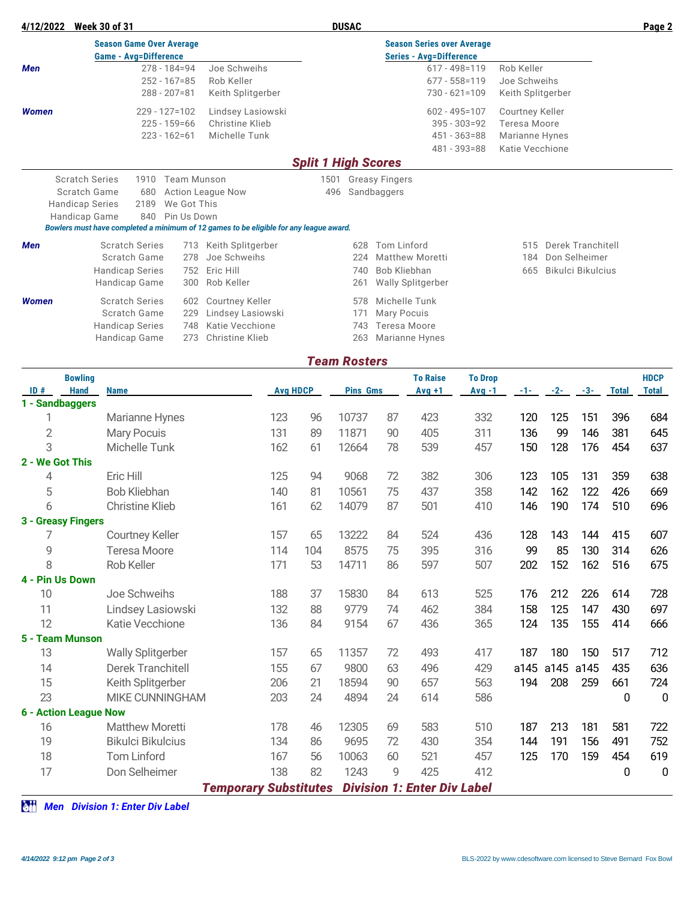**4/12/2022 Week 30 of 31** — **DUSAC**

## Season Game Over Average

**Game - Avg=Difference**

| | Game - Avg=Difference | Name |
|---|---|---|
| **Men** | 278 - 184=94 | Joe Schweihs |
| | 252 - 167=85 | Rob Keller |
| | 288 - 207=81 | Keith Splitgerber |
| **Women** | 229 - 127=102 | Lindsey Lasiowski |
| | 225 - 159=66 | Christine Klieb |
| | 223 - 162=61 | Michelle Tunk |

## Season Series over Average

**Series - Avg=Difference**

| | Series - Avg=Difference | Name |
|---|---|---|
| **Men** | 617 - 498=119 | Rob Keller |
| | 677 - 558=119 | Joe Schweihs |
| | 730 - 621=109 | Keith Splitgerber |
| **Women** | 602 - 495=107 | Courtney Keller |
| | 395 - 303=92 | Teresa Moore |
| | 451 - 363=88 | Marianne Hynes |
| | 481 - 393=88 | Katie Vecchione |

## *Split 1 High Scores*

| | | | | |
|---|---|---|---|---|
| Scratch Series | 1910 | Team Munson | 1501 | Greasy Fingers |
| Scratch Game | 680 | Action League Now | 496 | Sandbaggers |
| Handicap Series | 2189 | We Got This | | |
| Handicap Game | 840 | Pin Us Down | | |

*Bowlers must have completed a minimum of 12 games to be eligible for any league award.*

| | | | | | | | |
|---|---|---|---|---|---|---|---|
| **Men** | Scratch Series | 713 Keith Splitgerber | 628 Tom Linford | 515 Derek Tranchitell |
| | Scratch Game | 278 Joe Schweihs | 224 Matthew Moretti | 184 Don Selheimer |
| | Handicap Series | 752 Eric Hill | 740 Bob Kliebhan | 665 Bikulci Bikulcius |
| | Handicap Game | 300 Rob Keller | 261 Wally Splitgerber | |
| **Women** | Scratch Series | 602 Courtney Keller | 578 Michelle Tunk | |
| | Scratch Game | 229 Lindsey Lasiowski | 171 Mary Pocuis | |
| | Handicap Series | 748 Katie Vecchione | 743 Teresa Moore | |
| | Handicap Game | 273 Christine Klieb | 263 Marianne Hynes | |

## *Team Rosters*

| ID # | Bowling Hand | Name | Avg | HDCP | Pins | Gms | To Raise Avg +1 | To Drop Avg -1 | -1- | -2- | -3- | Total | HDCP Total |
|---|---|---|---|---|---|---|---|---|---|---|---|---|---|
| **1 - Sandbaggers** | | | | | | | | | | | | | |
| 1 | | Marianne Hynes | 123 | 96 | 10737 | 87 | 423 | 332 | 120 | 125 | 151 | 396 | 684 |
| 2 | | Mary Pocuis | 131 | 89 | 11871 | 90 | 405 | 311 | 136 | 99 | 146 | 381 | 645 |
| 3 | | Michelle Tunk | 162 | 61 | 12664 | 78 | 539 | 457 | 150 | 128 | 176 | 454 | 637 |
| **2 - We Got This** | | | | | | | | | | | | | |
| 4 | | Eric Hill | 125 | 94 | 9068 | 72 | 382 | 306 | 123 | 105 | 131 | 359 | 638 |
| 5 | | Bob Kliebhan | 140 | 81 | 10561 | 75 | 437 | 358 | 142 | 162 | 122 | 426 | 669 |
| 6 | | Christine Klieb | 161 | 62 | 14079 | 87 | 501 | 410 | 146 | 190 | 174 | 510 | 696 |
| **3 - Greasy Fingers** | | | | | | | | | | | | | |
| 7 | | Courtney Keller | 157 | 65 | 13222 | 84 | 524 | 436 | 128 | 143 | 144 | 415 | 607 |
| 9 | | Teresa Moore | 114 | 104 | 8575 | 75 | 395 | 316 | 99 | 85 | 130 | 314 | 626 |
| 8 | | Rob Keller | 171 | 53 | 14711 | 86 | 597 | 507 | 202 | 152 | 162 | 516 | 675 |
| **4 - Pin Us Down** | | | | | | | | | | | | | |
| 10 | | Joe Schweihs | 188 | 37 | 15830 | 84 | 613 | 525 | 176 | 212 | 226 | 614 | 728 |
| 11 | | Lindsey Lasiowski | 132 | 88 | 9779 | 74 | 462 | 384 | 158 | 125 | 147 | 430 | 697 |
| 12 | | Katie Vecchione | 136 | 84 | 9154 | 67 | 436 | 365 | 124 | 135 | 155 | 414 | 666 |
| **5 - Team Munson** | | | | | | | | | | | | | |
| 13 | | Wally Splitgerber | 157 | 65 | 11357 | 72 | 493 | 417 | 187 | 180 | 150 | 517 | 712 |
| 14 | | Derek Tranchitell | 155 | 67 | 9800 | 63 | 496 | 429 | a145 | a145 | a145 | 435 | 636 |
| 15 | | Keith Splitgerber | 206 | 21 | 18594 | 90 | 657 | 563 | 194 | 208 | 259 | 661 | 724 |
| 23 | | MIKE CUNNINGHAM | 203 | 24 | 4894 | 24 | 614 | 586 | | | | 0 | 0 |
| **6 - Action League Now** | | | | | | | | | | | | | |
| 16 | | Matthew Moretti | 178 | 46 | 12305 | 69 | 583 | 510 | 187 | 213 | 181 | 581 | 722 |
| 19 | | Bikulci Bikulcius | 134 | 86 | 9695 | 72 | 430 | 354 | 144 | 191 | 156 | 491 | 752 |
| 18 | | Tom Linford | 167 | 56 | 10063 | 60 | 521 | 457 | 125 | 170 | 159 | 454 | 619 |
| 17 | | Don Selheimer | 138 | 82 | 1243 | 9 | 425 | 412 | | | | 0 | 0 |

## *Temporary Substitutes Division 1: Enter Div Label*

*Men Division 1: Enter Div Label*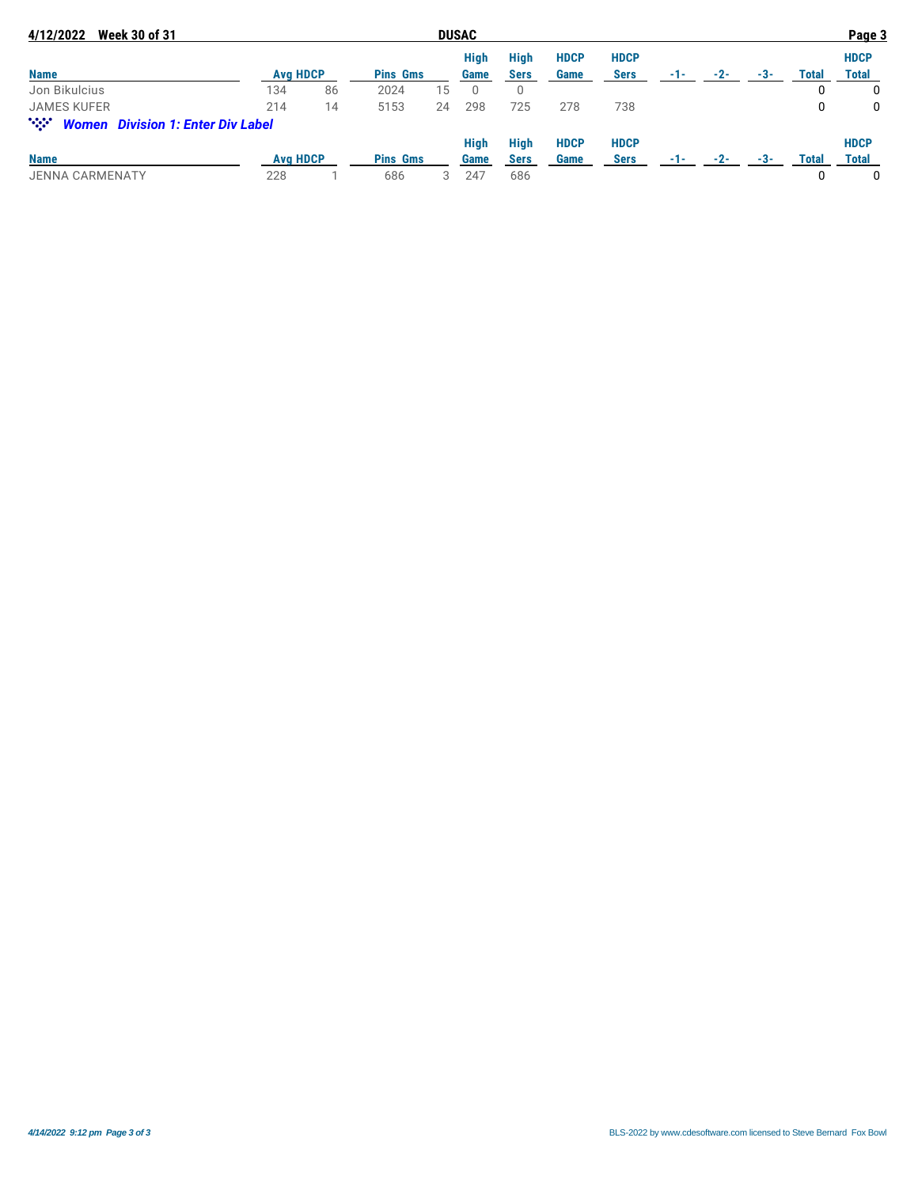| Name | Avg | HDCP | Pins | Gms | High Game | High Sers | HDCP Game | HDCP Sers | -1- | -2- | -3- | Total | HDCP Total |
|---|---|---|---|---|---|---|---|---|---|---|---|---|---|
| Jon Bikulcius | 134 | 86 | 2024 | 15 | 0 | 0 | | | | | | 0 | 0 |
| JAMES KUFER | 214 | 14 | 5153 | 24 | 298 | 725 | 278 | 738 | | | | 0 | 0 |

### *Women Division 1: Enter Div Label*

| Name | Avg | HDCP | Pins | Gms | High Game | High Sers | HDCP Game | HDCP Sers | -1- | -2- | -3- | Total | HDCP Total |
|---|---|---|---|---|---|---|---|---|---|---|---|---|---|
| JENNA CARMENATY | 228 | 1 | 686 | 3 | 247 | 686 | | | | | | 0 | 0 |